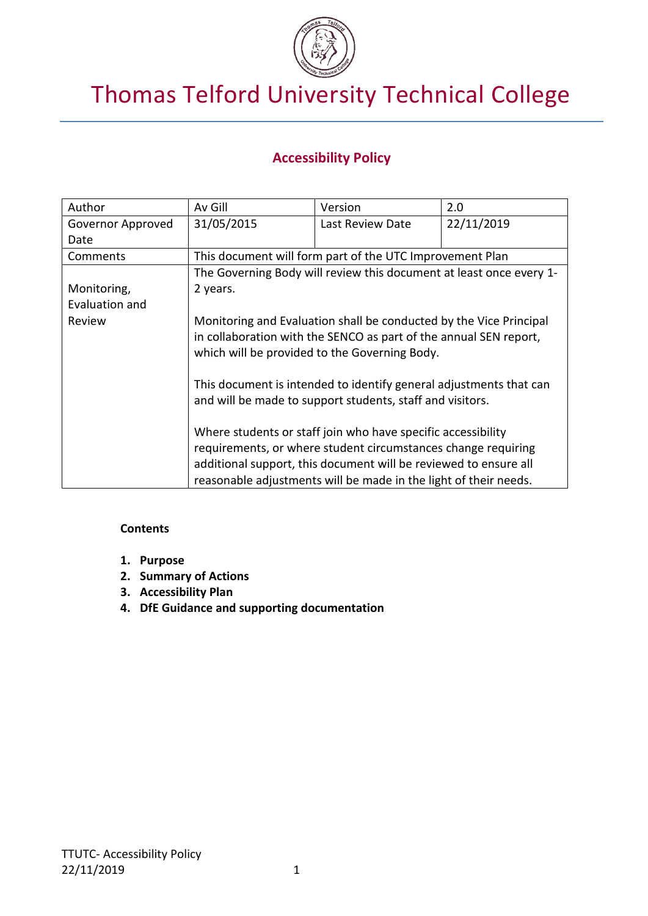# Thomas Telford University Technical College

## Accessibility Policy

| Author | Av Gill | Version | 2.0 |
|---|---|---|---|
| Governor Approved Date | 31/05/2015 | Last Review Date | 22/11/2019 |
| Comments | This document will form part of the UTC Improvement Plan | | |
| Monitoring, Evaluation and Review | The Governing Body will review this document at least once every 1-2 years.<br><br>Monitoring and Evaluation shall be conducted by the Vice Principal in collaboration with the SENCO as part of the annual SEN report, which will be provided to the Governing Body.<br><br>This document is intended to identify general adjustments that can and will be made to support students, staff and visitors.<br><br>Where students or staff join who have specific accessibility requirements, or where student circumstances change requiring additional support, this document will be reviewed to ensure all reasonable adjustments will be made in the light of their needs. | | |

**Contents**

1. **Purpose**
2. **Summary of Actions**
3. **Accessibility Plan**
4. **DfE Guidance and supporting documentation**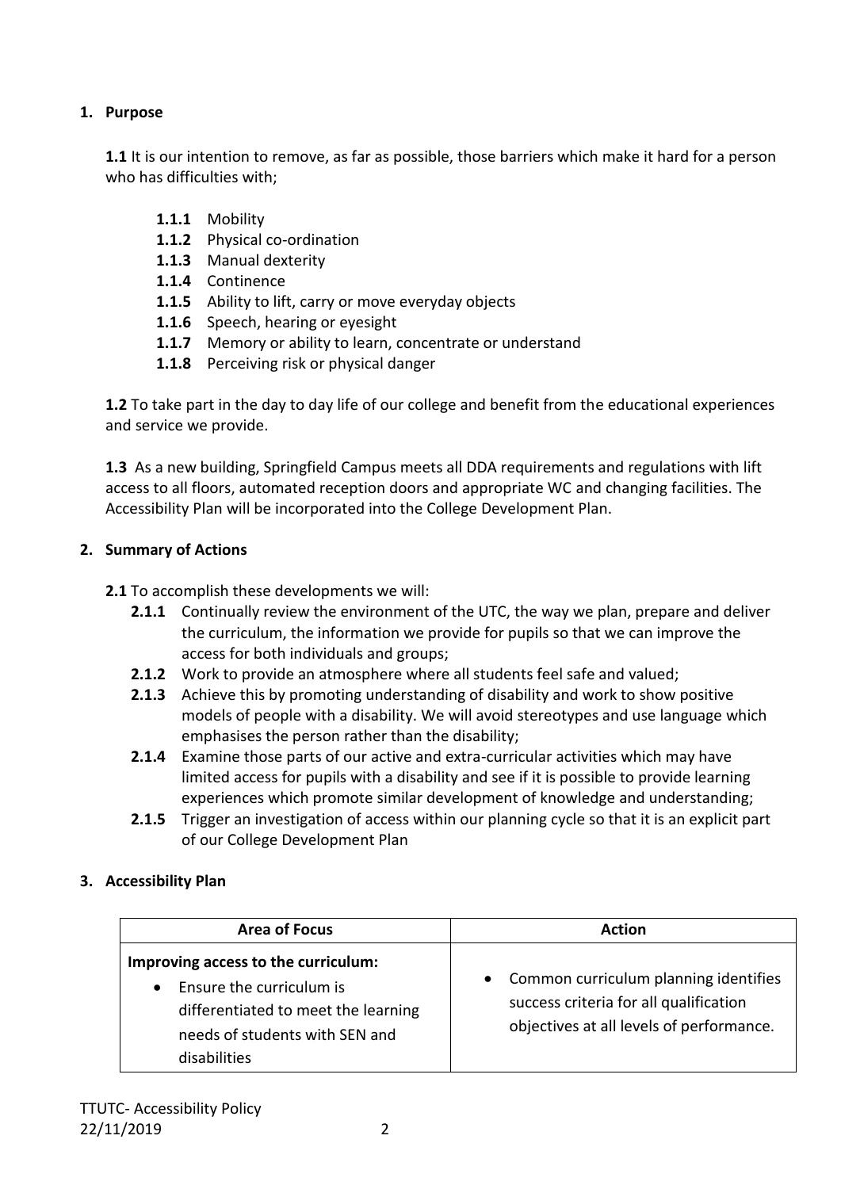## 1. Purpose

**1.1** It is our intention to remove, as far as possible, those barriers which make it hard for a person who has difficulties with;

- **1.1.1** Mobility
- **1.1.2** Physical co-ordination
- **1.1.3** Manual dexterity
- **1.1.4** Continence
- **1.1.5** Ability to lift, carry or move everyday objects
- **1.1.6** Speech, hearing or eyesight
- **1.1.7** Memory or ability to learn, concentrate or understand
- **1.1.8** Perceiving risk or physical danger

**1.2** To take part in the day to day life of our college and benefit from the educational experiences and service we provide.

**1.3** As a new building, Springfield Campus meets all DDA requirements and regulations with lift access to all floors, automated reception doors and appropriate WC and changing facilities. The Accessibility Plan will be incorporated into the College Development Plan.

## 2. Summary of Actions

**2.1** To accomplish these developments we will:

- **2.1.1** Continually review the environment of the UTC, the way we plan, prepare and deliver the curriculum, the information we provide for pupils so that we can improve the access for both individuals and groups;
- **2.1.2** Work to provide an atmosphere where all students feel safe and valued;
- **2.1.3** Achieve this by promoting understanding of disability and work to show positive models of people with a disability. We will avoid stereotypes and use language which emphasises the person rather than the disability;
- **2.1.4** Examine those parts of our active and extra-curricular activities which may have limited access for pupils with a disability and see if it is possible to provide learning experiences which promote similar development of knowledge and understanding;
- **2.1.5** Trigger an investigation of access within our planning cycle so that it is an explicit part of our College Development Plan

## 3. Accessibility Plan

| Area of Focus | Action |
| --- | --- |
| **Improving access to the curriculum:**<br>• Ensure the curriculum is differentiated to meet the learning needs of students with SEN and disabilities | • Common curriculum planning identifies success criteria for all qualification objectives at all levels of performance. |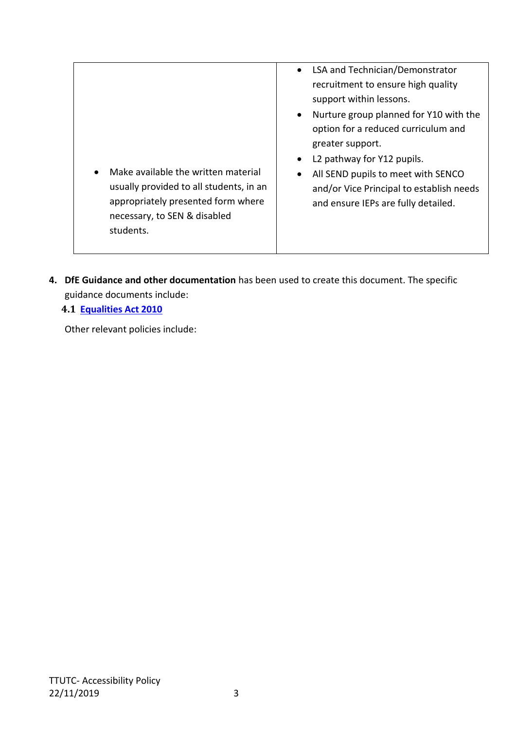| | |
|---|---|
| • Make available the written material usually provided to all students, in an appropriately presented form where necessary, to SEN & disabled students. | • LSA and Technician/Demonstrator recruitment to ensure high quality support within lessons.<br>• Nurture group planned for Y10 with the option for a reduced curriculum and greater support.<br>• L2 pathway for Y12 pupils.<br>• All SEND pupils to meet with SENCO and/or Vice Principal to establish needs and ensure IEPs are fully detailed. |

4. **DfE Guidance and other documentation** has been used to create this document. The specific guidance documents include:

   **4.1** [Equalities Act 2010]

   Other relevant policies include: